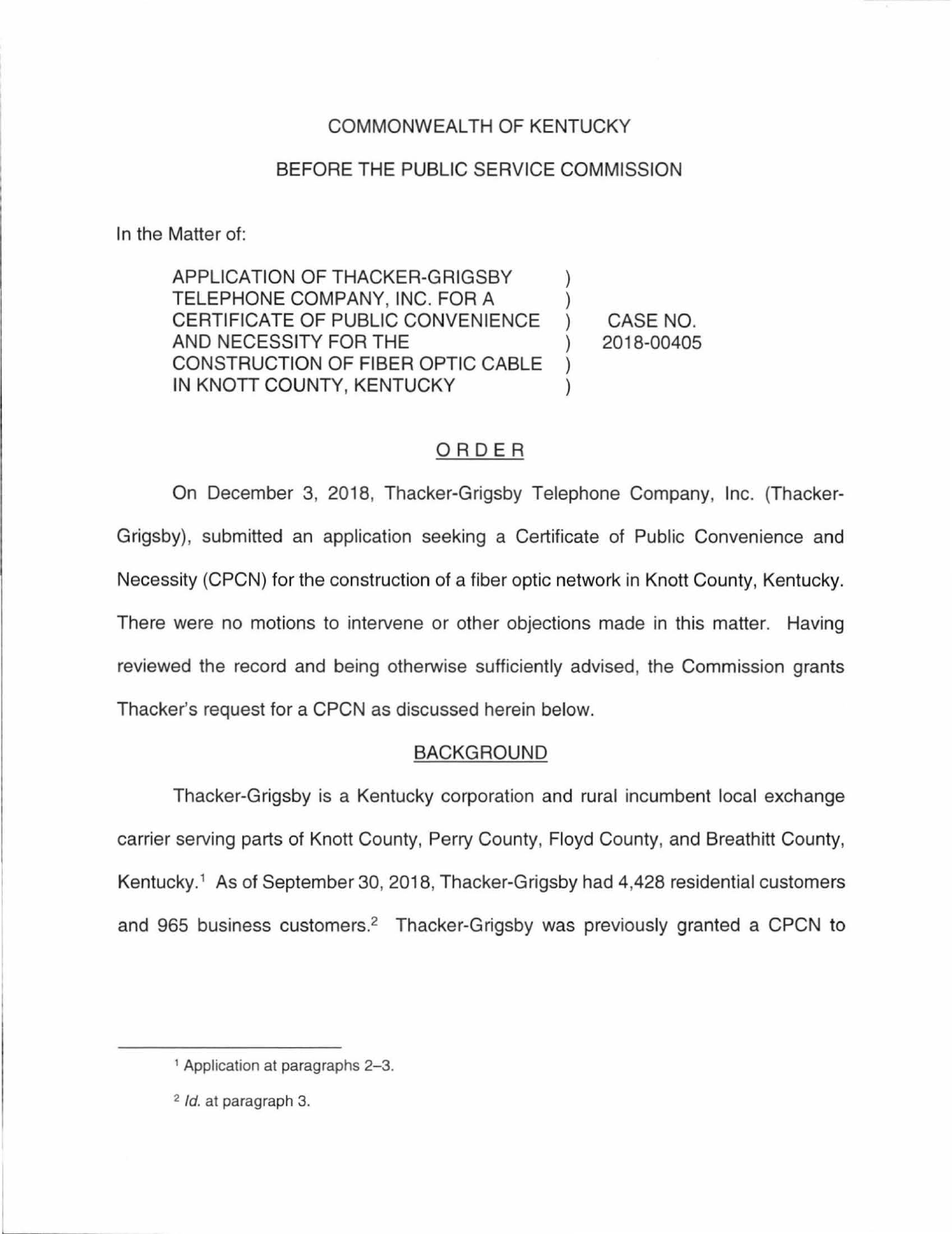COMMONWEALTH OF KENTUCKY

BEFORE THE PUBLIC SERVICE COMMISSION

In the Matter of:

| | | |
|---|---|---|
| APPLICATION OF THACKER-GRIGSBY TELEPHONE COMPANY, INC. FOR A CERTIFICATE OF PUBLIC CONVENIENCE AND NECESSITY FOR THE CONSTRUCTION OF FIBER OPTIC CABLE IN KNOTT COUNTY, KENTUCKY | ) | CASE NO. 2018-00405 |

## ORDER

On December 3, 2018, Thacker-Grigsby Telephone Company, Inc. (Thacker-Grigsby), submitted an application seeking a Certificate of Public Convenience and Necessity (CPCN) for the construction of a fiber optic network in Knott County, Kentucky. There were no motions to intervene or other objections made in this matter. Having reviewed the record and being otherwise sufficiently advised, the Commission grants Thacker's request for a CPCN as discussed herein below.

## BACKGROUND

Thacker-Grigsby is a Kentucky corporation and rural incumbent local exchange carrier serving parts of Knott County, Perry County, Floyd County, and Breathitt County, Kentucky.[1] As of September 30, 2018, Thacker-Grigsby had 4,428 residential customers and 965 business customers.[2] Thacker-Grigsby was previously granted a CPCN to

---

[1] Application at paragraphs 2–3.

[2] *Id.* at paragraph 3.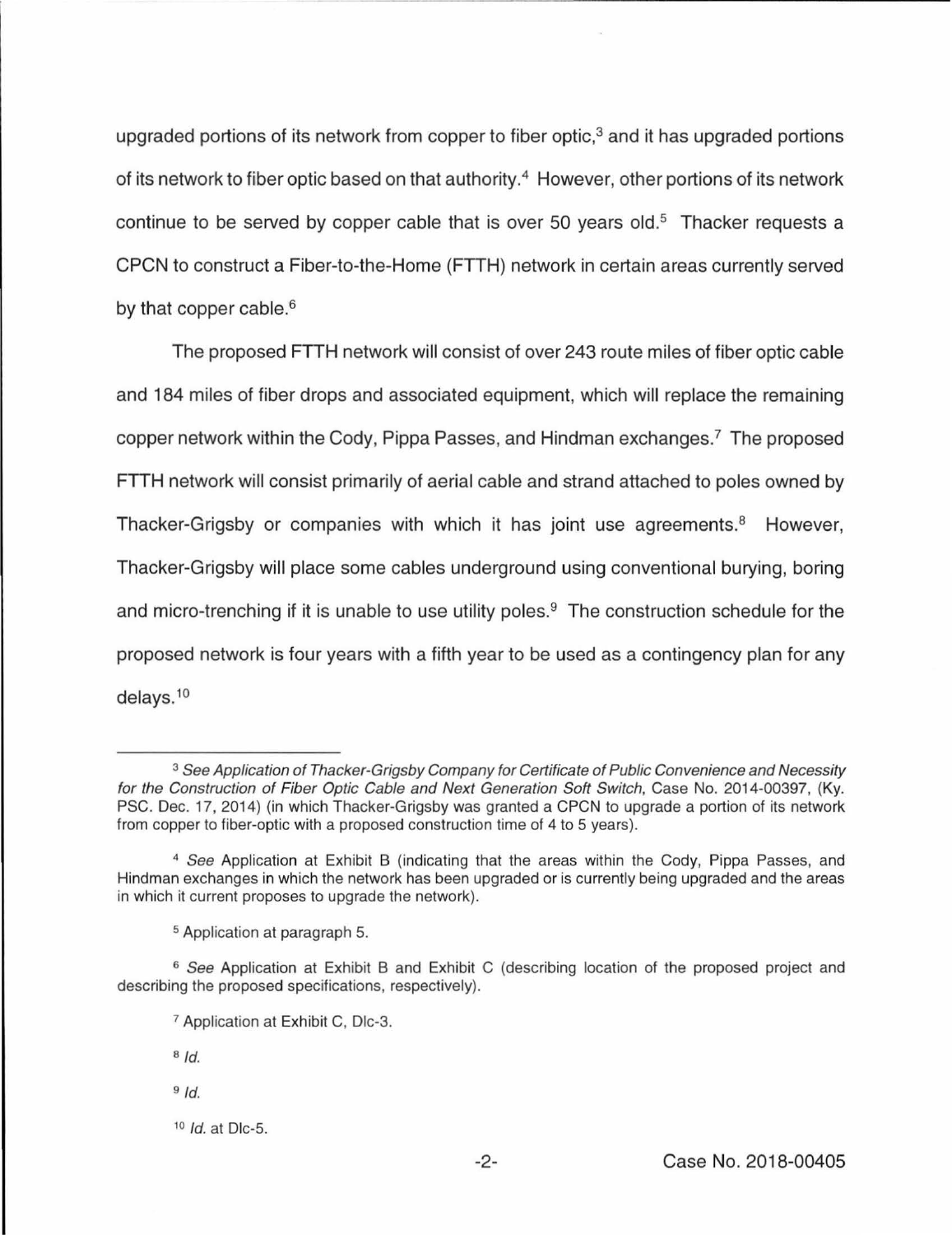upgraded portions of its network from copper to fiber optic,[3] and it has upgraded portions of its network to fiber optic based on that authority.[4] However, other portions of its network continue to be served by copper cable that is over 50 years old.[5] Thacker requests a CPCN to construct a Fiber-to-the-Home (FTTH) network in certain areas currently served by that copper cable.[6]

The proposed FTTH network will consist of over 243 route miles of fiber optic cable and 184 miles of fiber drops and associated equipment, which will replace the remaining copper network within the Cody, Pippa Passes, and Hindman exchanges.[7] The proposed FTTH network will consist primarily of aerial cable and strand attached to poles owned by Thacker-Grigsby or companies with which it has joint use agreements.[8] However, Thacker-Grigsby will place some cables underground using conventional burying, boring and micro-trenching if it is unable to use utility poles.[9] The construction schedule for the proposed network is four years with a fifth year to be used as a contingency plan for any delays.[10]

---

[3] *See Application of Thacker-Grigsby Company for Certificate of Public Convenience and Necessity for the Construction of Fiber Optic Cable and Next Generation Soft Switch*, Case No. 2014-00397, (Ky. PSC. Dec. 17, 2014) (in which Thacker-Grigsby was granted a CPCN to upgrade a portion of its network from copper to fiber-optic with a proposed construction time of 4 to 5 years).

[4] *See* Application at Exhibit B (indicating that the areas within the Cody, Pippa Passes, and Hindman exchanges in which the network has been upgraded or is currently being upgraded and the areas in which it current proposes to upgrade the network).

[5] Application at paragraph 5.

[6] *See* Application at Exhibit B and Exhibit C (describing location of the proposed project and describing the proposed specifications, respectively).

[7] Application at Exhibit C, Dlc-3.

[8] *Id.*

[9] *Id.*

[10] *Id.* at Dlc-5.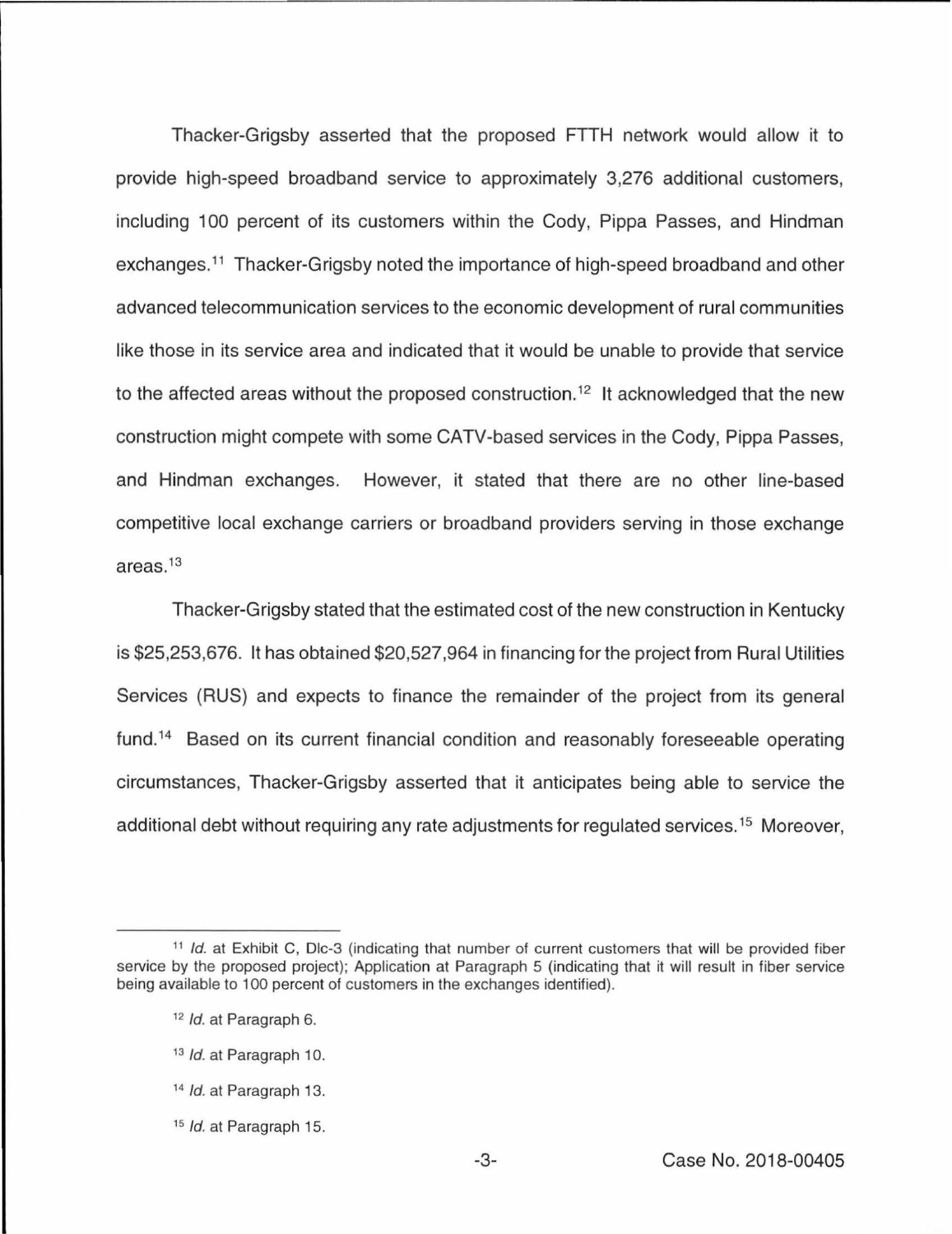Thacker-Grigsby asserted that the proposed FTTH network would allow it to provide high-speed broadband service to approximately 3,276 additional customers, including 100 percent of its customers within the Cody, Pippa Passes, and Hindman exchanges.[11] Thacker-Grigsby noted the importance of high-speed broadband and other advanced telecommunication services to the economic development of rural communities like those in its service area and indicated that it would be unable to provide that service to the affected areas without the proposed construction.[12] It acknowledged that the new construction might compete with some CATV-based services in the Cody, Pippa Passes, and Hindman exchanges. However, it stated that there are no other line-based competitive local exchange carriers or broadband providers serving in those exchange areas.[13]

Thacker-Grigsby stated that the estimated cost of the new construction in Kentucky is $25,253,676. It has obtained $20,527,964 in financing for the project from Rural Utilities Services (RUS) and expects to finance the remainder of the project from its general fund.[14] Based on its current financial condition and reasonably foreseeable operating circumstances, Thacker-Grigsby asserted that it anticipates being able to service the additional debt without requiring any rate adjustments for regulated services.[15] Moreover,

---

[11] *Id.* at Exhibit C, Dlc-3 (indicating that number of current customers that will be provided fiber service by the proposed project); Application at Paragraph 5 (indicating that it will result in fiber service being available to 100 percent of customers in the exchanges identified).

[12] *Id.* at Paragraph 6.

[13] *Id.* at Paragraph 10.

[14] *Id.* at Paragraph 13.

[15] *Id.* at Paragraph 15.

Case No. 2018-00405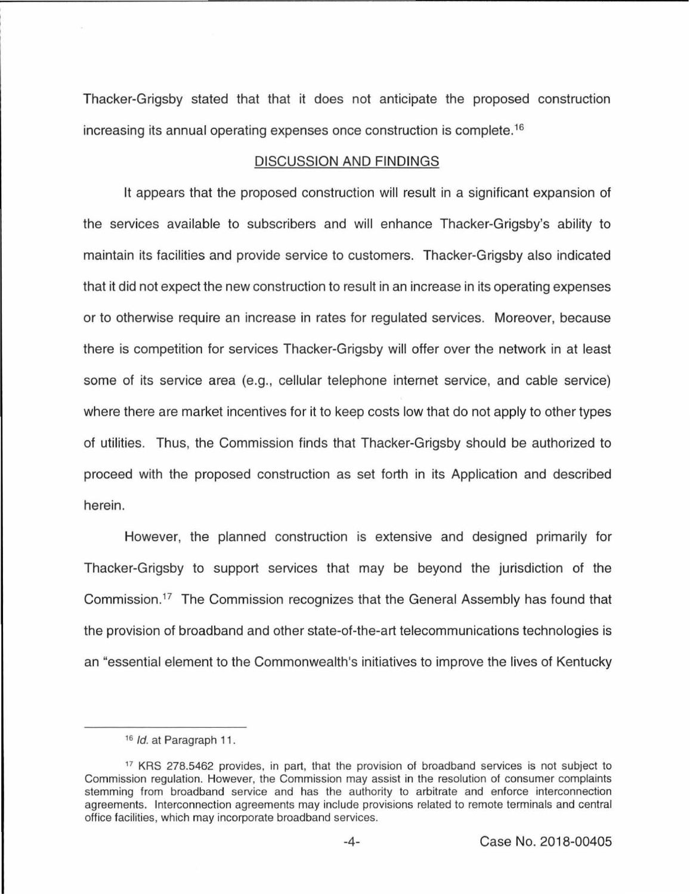Thacker-Grigsby stated that that it does not anticipate the proposed construction increasing its annual operating expenses once construction is complete.[16]

## DISCUSSION AND FINDINGS

It appears that the proposed construction will result in a significant expansion of the services available to subscribers and will enhance Thacker-Grigsby's ability to maintain its facilities and provide service to customers. Thacker-Grigsby also indicated that it did not expect the new construction to result in an increase in its operating expenses or to otherwise require an increase in rates for regulated services. Moreover, because there is competition for services Thacker-Grigsby will offer over the network in at least some of its service area (e.g., cellular telephone internet service, and cable service) where there are market incentives for it to keep costs low that do not apply to other types of utilities. Thus, the Commission finds that Thacker-Grigsby should be authorized to proceed with the proposed construction as set forth in its Application and described herein.

However, the planned construction is extensive and designed primarily for Thacker-Grigsby to support services that may be beyond the jurisdiction of the Commission.[17] The Commission recognizes that the General Assembly has found that the provision of broadband and other state-of-the-art telecommunications technologies is an "essential element to the Commonwealth's initiatives to improve the lives of Kentucky

---

[16] *Id.* at Paragraph 11.

[17] KRS 278.5462 provides, in part, that the provision of broadband services is not subject to Commission regulation. However, the Commission may assist in the resolution of consumer complaints stemming from broadband service and has the authority to arbitrate and enforce interconnection agreements. Interconnection agreements may include provisions related to remote terminals and central office facilities, which may incorporate broadband services.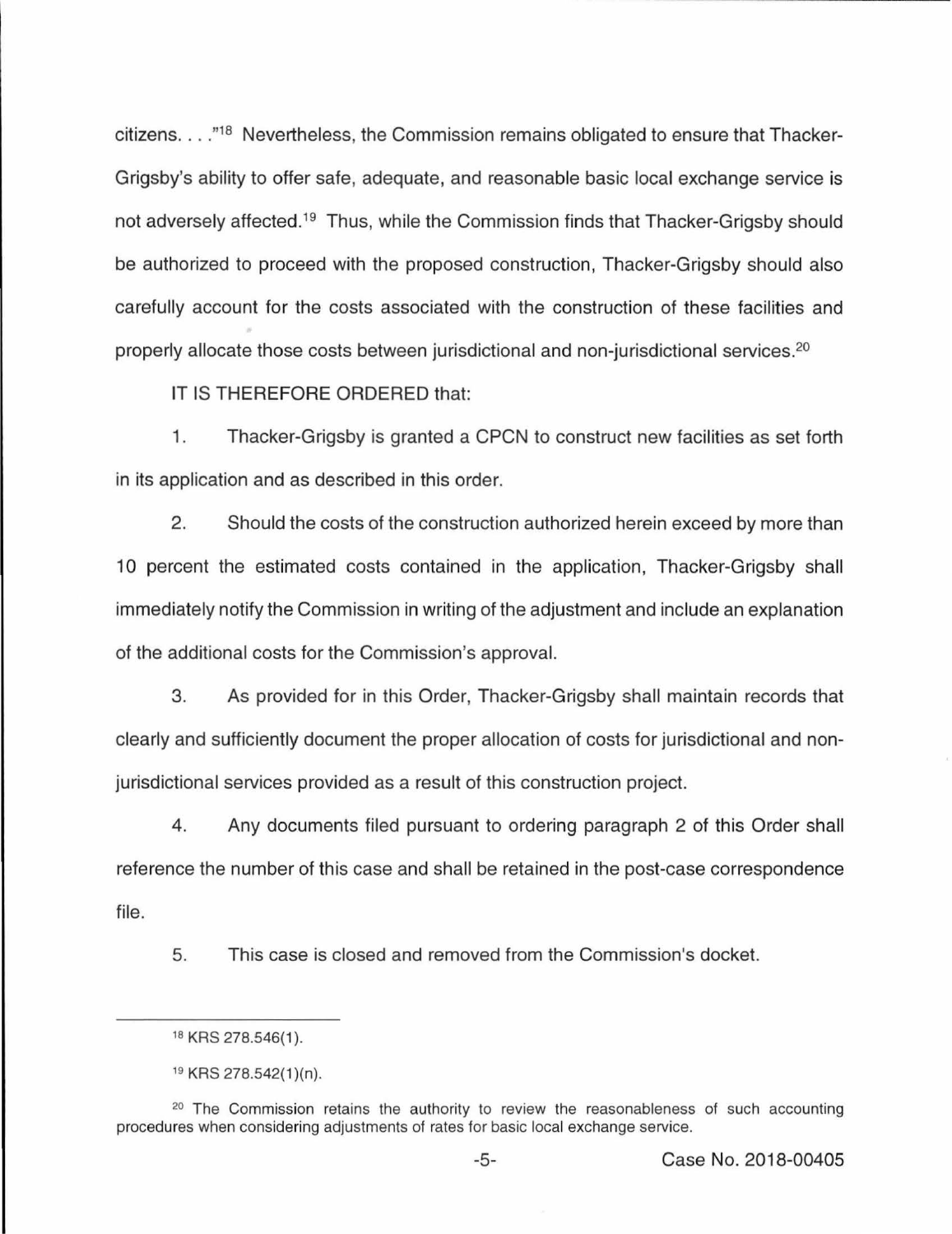citizens. . . ."[18] Nevertheless, the Commission remains obligated to ensure that Thacker-Grigsby's ability to offer safe, adequate, and reasonable basic local exchange service is not adversely affected.[19] Thus, while the Commission finds that Thacker-Grigsby should be authorized to proceed with the proposed construction, Thacker-Grigsby should also carefully account for the costs associated with the construction of these facilities and properly allocate those costs between jurisdictional and non-jurisdictional services.[20]

IT IS THEREFORE ORDERED that:

1. Thacker-Grigsby is granted a CPCN to construct new facilities as set forth in its application and as described in this order.

2. Should the costs of the construction authorized herein exceed by more than 10 percent the estimated costs contained in the application, Thacker-Grigsby shall immediately notify the Commission in writing of the adjustment and include an explanation of the additional costs for the Commission's approval.

3. As provided for in this Order, Thacker-Grigsby shall maintain records that clearly and sufficiently document the proper allocation of costs for jurisdictional and non-jurisdictional services provided as a result of this construction project.

4. Any documents filed pursuant to ordering paragraph 2 of this Order shall reference the number of this case and shall be retained in the post-case correspondence file.

5. This case is closed and removed from the Commission's docket.

---

[18] KRS 278.546(1).

[19] KRS 278.542(1)(n).

[20] The Commission retains the authority to review the reasonableness of such accounting procedures when considering adjustments of rates for basic local exchange service.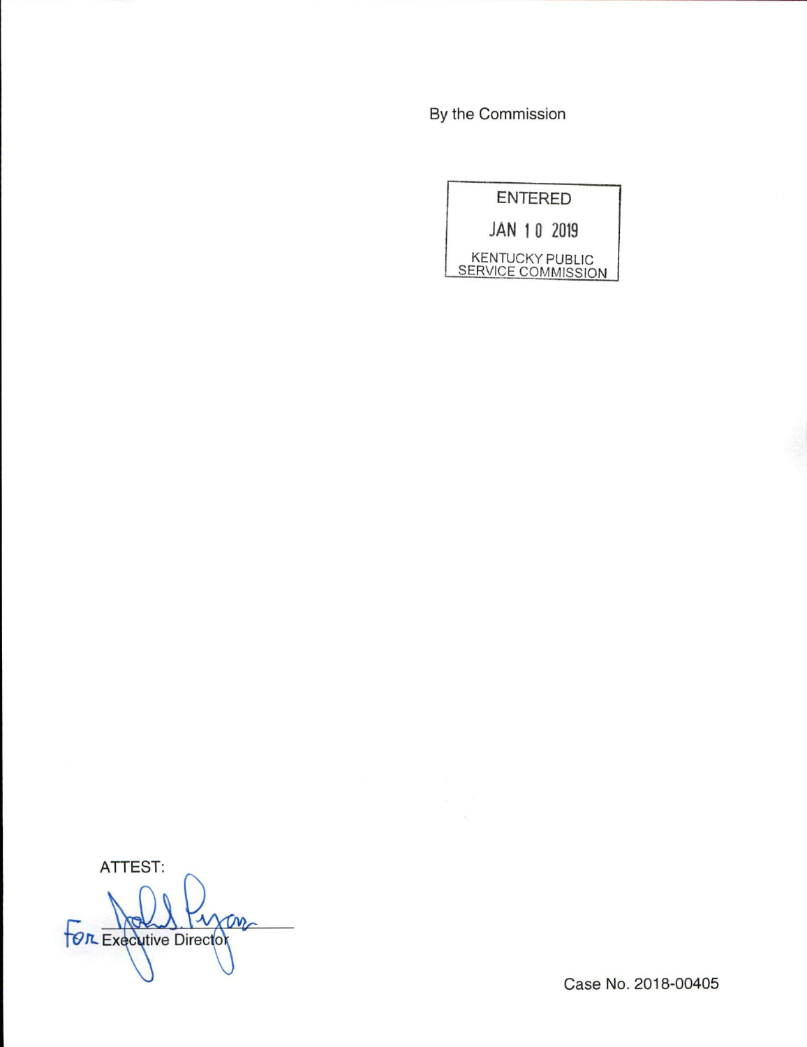By the Commission

ENTERED

JAN 10 2019

KENTUCKY PUBLIC SERVICE COMMISSION

ATTEST:

For Executive Director

Case No. 2018-00405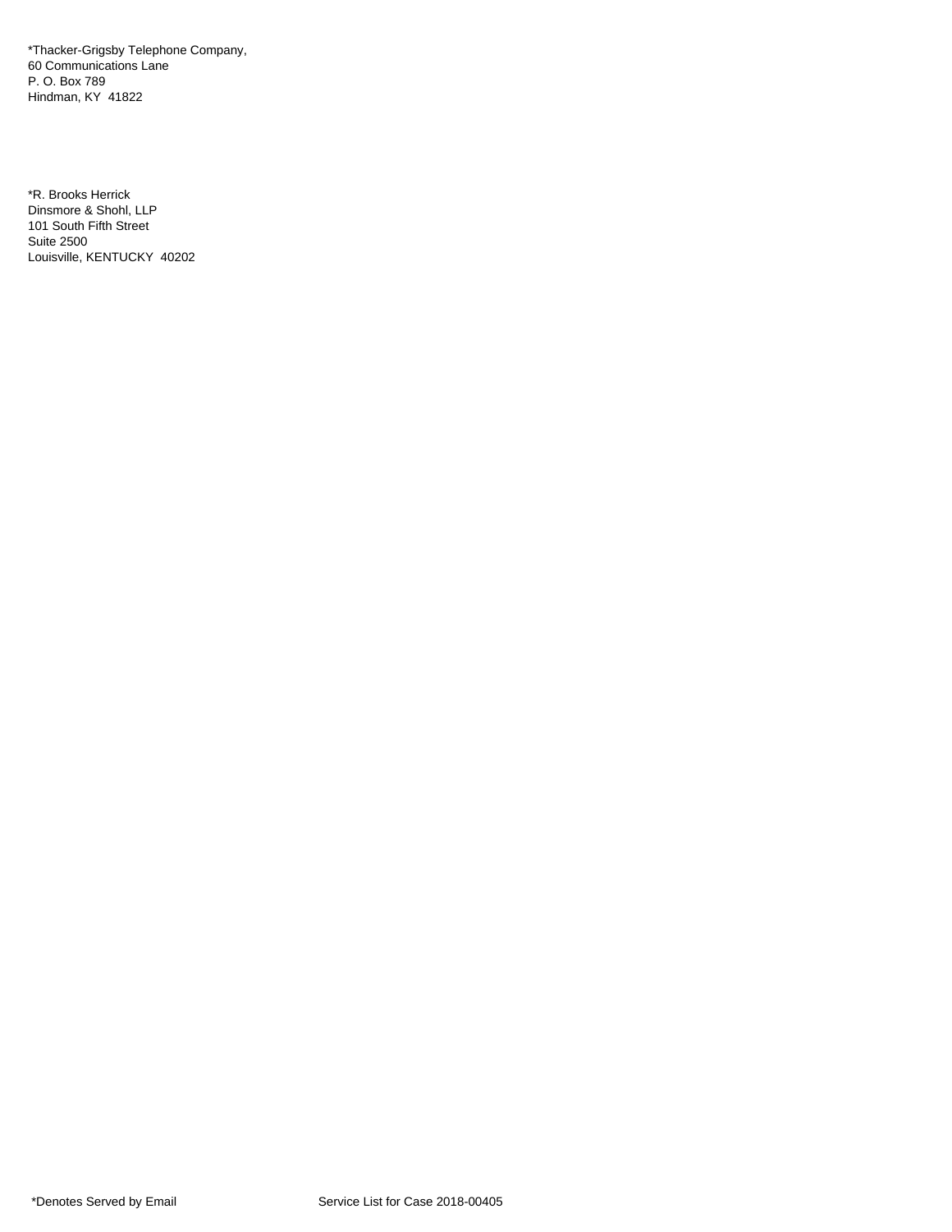*Thacker-Grigsby Telephone Company,
60 Communications Lane
P. O. Box 789
Hindman, KY  41822

*R. Brooks Herrick
Dinsmore & Shohl, LLP
101 South Fifth Street
Suite 2500
Louisville, KENTUCKY  40202

*Denotes Served by Email

Service List for Case 2018-00405